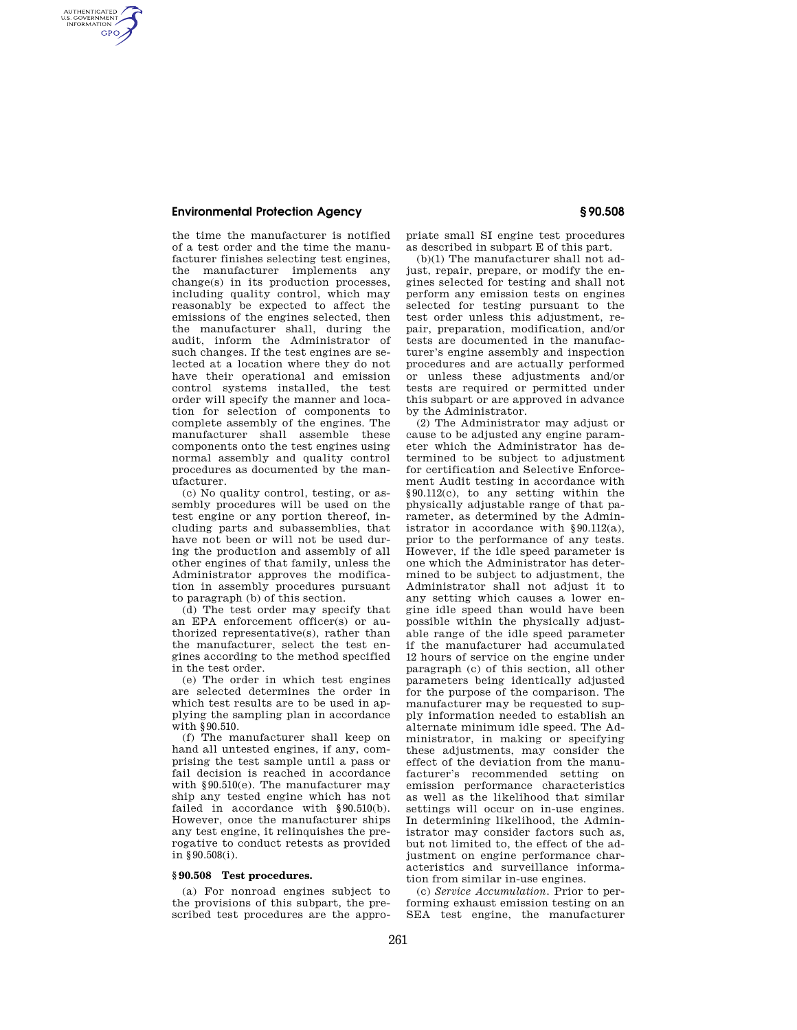the time the manufacturer is notified of a test order and the time the manufacturer finishes selecting test engines, the manufacturer implements any change(s) in its production processes, including quality control, which may reasonably be expected to affect the emissions of the engines selected, then the manufacturer shall, during the audit, inform the Administrator of such changes. If the test engines are selected at a location where they do not have their operational and emission control systems installed, the test order will specify the manner and location for selection of components to complete assembly of the engines. The manufacturer shall assemble these components onto the test engines using normal assembly and quality control procedures as documented by the manufacturer.

(c) No quality control, testing, or assembly procedures will be used on the test engine or any portion thereof, including parts and subassemblies, that have not been or will not be used during the production and assembly of all other engines of that family, unless the Administrator approves the modification in assembly procedures pursuant to paragraph (b) of this section.

(d) The test order may specify that an EPA enforcement officer(s) or authorized representative(s), rather than the manufacturer, select the test engines according to the method specified in the test order.

(e) The order in which test engines are selected determines the order in which test results are to be used in applying the sampling plan in accordance with §90.510.

(f) The manufacturer shall keep on hand all untested engines, if any, comprising the test sample until a pass or fail decision is reached in accordance with §90.510(e). The manufacturer may ship any tested engine which has not failed in accordance with §90.510(b). However, once the manufacturer ships any test engine, it relinquishes the prerogative to conduct retests as provided in §90.508(i).

### §90.508 Test procedures.

(a) For nonroad engines subject to the provisions of this subpart, the prescribed test procedures are the appropriate small SI engine test procedures as described in subpart E of this part.

(b)(1) The manufacturer shall not adjust, repair, prepare, or modify the engines selected for testing and shall not perform any emission tests on engines selected for testing pursuant to the test order unless this adjustment, repair, preparation, modification, and/or tests are documented in the manufacturer's engine assembly and inspection procedures and are actually performed or unless these adjustments and/or tests are required or permitted under this subpart or are approved in advance by the Administrator.

(2) The Administrator may adjust or cause to be adjusted any engine parameter which the Administrator has determined to be subject to adjustment for certification and Selective Enforcement Audit testing in accordance with §90.112(c), to any setting within the physically adjustable range of that parameter, as determined by the Administrator in accordance with §90.112(a), prior to the performance of any tests. However, if the idle speed parameter is one which the Administrator has determined to be subject to adjustment, the Administrator shall not adjust it to any setting which causes a lower engine idle speed than would have been possible within the physically adjustable range of the idle speed parameter if the manufacturer had accumulated 12 hours of service on the engine under paragraph (c) of this section, all other parameters being identically adjusted for the purpose of the comparison. The manufacturer may be requested to supply information needed to establish an alternate minimum idle speed. The Administrator, in making or specifying these adjustments, may consider the effect of the deviation from the manufacturer's recommended setting on emission performance characteristics as well as the likelihood that similar settings will occur on in-use engines. In determining likelihood, the Administrator may consider factors such as, but not limited to, the effect of the adjustment on engine performance characteristics and surveillance information from similar in-use engines.

(c) *Service Accumulation.* Prior to performing exhaust emission testing on an SEA test engine, the manufacturer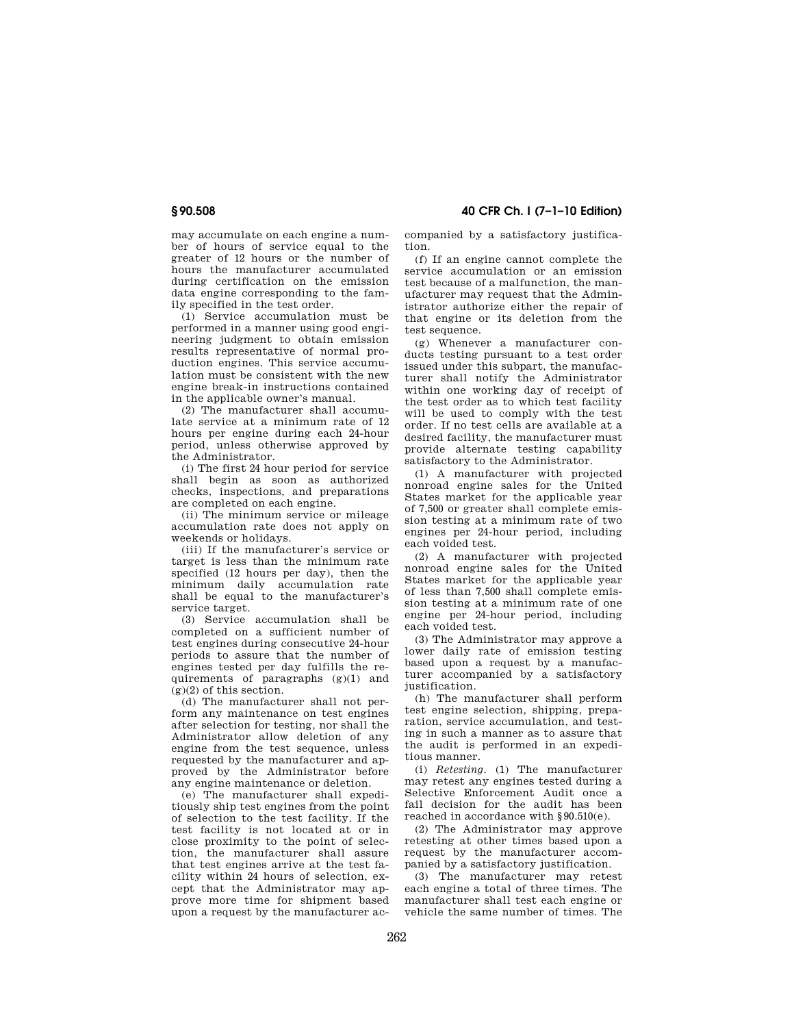may accumulate on each engine a number of hours of service equal to the greater of 12 hours or the number of hours the manufacturer accumulated during certification on the emission data engine corresponding to the family specified in the test order.

(1) Service accumulation must be performed in a manner using good engineering judgment to obtain emission results representative of normal production engines. This service accumulation must be consistent with the new engine break-in instructions contained in the applicable owner's manual.

(2) The manufacturer shall accumulate service at a minimum rate of 12 hours per engine during each 24-hour period, unless otherwise approved by the Administrator.

(i) The first 24 hour period for service shall begin as soon as authorized checks, inspections, and preparations are completed on each engine.

(ii) The minimum service or mileage accumulation rate does not apply on weekends or holidays.

(iii) If the manufacturer's service or target is less than the minimum rate specified (12 hours per day), then the minimum daily accumulation rate shall be equal to the manufacturer's service target.

(3) Service accumulation shall be completed on a sufficient number of test engines during consecutive 24-hour periods to assure that the number of engines tested per day fulfills the requirements of paragraphs (g)(1) and (g)(2) of this section.

(d) The manufacturer shall not perform any maintenance on test engines after selection for testing, nor shall the Administrator allow deletion of any engine from the test sequence, unless requested by the manufacturer and approved by the Administrator before any engine maintenance or deletion.

(e) The manufacturer shall expeditiously ship test engines from the point of selection to the test facility. If the test facility is not located at or in close proximity to the point of selection, the manufacturer shall assure that test engines arrive at the test facility within 24 hours of selection, except that the Administrator may approve more time for shipment based upon a request by the manufacturer accompanied by a satisfactory justification.

(f) If an engine cannot complete the service accumulation or an emission test because of a malfunction, the manufacturer may request that the Administrator authorize either the repair of that engine or its deletion from the test sequence.

(g) Whenever a manufacturer conducts testing pursuant to a test order issued under this subpart, the manufacturer shall notify the Administrator within one working day of receipt of the test order as to which test facility will be used to comply with the test order. If no test cells are available at a desired facility, the manufacturer must provide alternate testing capability satisfactory to the Administrator.

(1) A manufacturer with projected nonroad engine sales for the United States market for the applicable year of 7,500 or greater shall complete emission testing at a minimum rate of two engines per 24-hour period, including each voided test.

(2) A manufacturer with projected nonroad engine sales for the United States market for the applicable year of less than 7,500 shall complete emission testing at a minimum rate of one engine per 24-hour period, including each voided test.

(3) The Administrator may approve a lower daily rate of emission testing based upon a request by a manufacturer accompanied by a satisfactory justification.

(h) The manufacturer shall perform test engine selection, shipping, preparation, service accumulation, and testing in such a manner as to assure that the audit is performed in an expeditious manner.

(i) *Retesting.* (1) The manufacturer may retest any engines tested during a Selective Enforcement Audit once a fail decision for the audit has been reached in accordance with §90.510(e).

(2) The Administrator may approve retesting at other times based upon a request by the manufacturer accompanied by a satisfactory justification.

(3) The manufacturer may retest each engine a total of three times. The manufacturer shall test each engine or vehicle the same number of times. The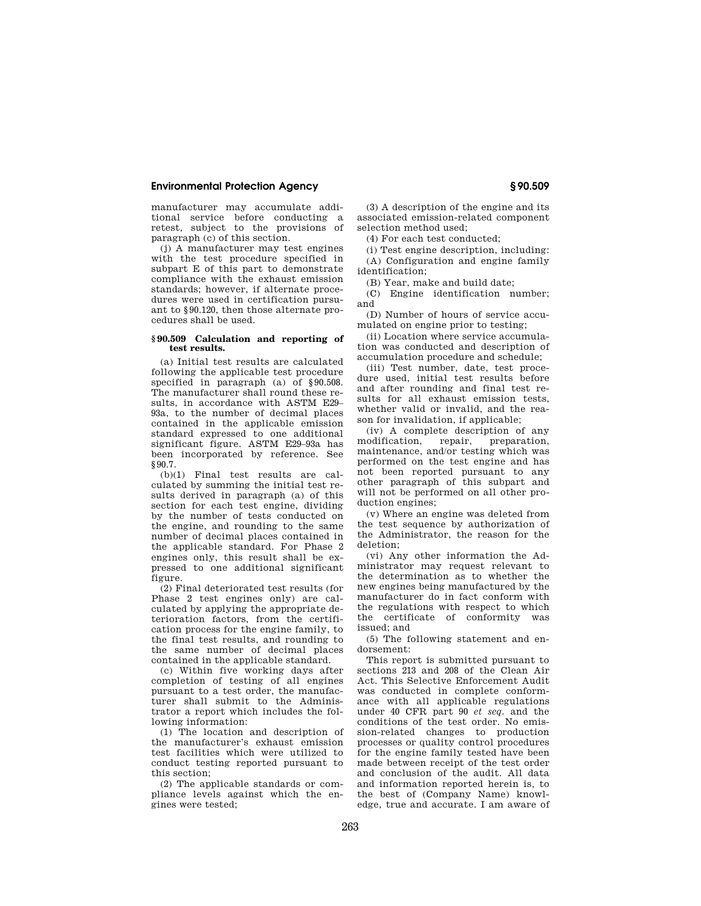manufacturer may accumulate additional service before conducting a retest, subject to the provisions of paragraph (c) of this section.

(j) A manufacturer may test engines with the test procedure specified in subpart E of this part to demonstrate compliance with the exhaust emission standards; however, if alternate procedures were used in certification pursuant to §90.120, then those alternate procedures shall be used.

### §90.509 Calculation and reporting of test results.

(a) Initial test results are calculated following the applicable test procedure specified in paragraph (a) of §90.508. The manufacturer shall round these results, in accordance with ASTM E29–93a, to the number of decimal places contained in the applicable emission standard expressed to one additional significant figure. ASTM E29–93a has been incorporated by reference. See §90.7.

(b)(1) Final test results are calculated by summing the initial test results derived in paragraph (a) of this section for each test engine, dividing by the number of tests conducted on the engine, and rounding to the same number of decimal places contained in the applicable standard. For Phase 2 engines only, this result shall be expressed to one additional significant figure.

(2) Final deteriorated test results (for Phase 2 test engines only) are calculated by applying the appropriate deterioration factors, from the certification process for the engine family, to the final test results, and rounding to the same number of decimal places contained in the applicable standard.

(c) Within five working days after completion of testing of all engines pursuant to a test order, the manufacturer shall submit to the Administrator a report which includes the following information:

(1) The location and description of the manufacturer's exhaust emission test facilities which were utilized to conduct testing reported pursuant to this section;

(2) The applicable standards or compliance levels against which the engines were tested;

(3) A description of the engine and its associated emission-related component selection method used;

(4) For each test conducted;

(i) Test engine description, including:

(A) Configuration and engine family identification;

(B) Year, make and build date;

(C) Engine identification number; and

(D) Number of hours of service accumulated on engine prior to testing;

(ii) Location where service accumulation was conducted and description of accumulation procedure and schedule;

(iii) Test number, date, test procedure used, initial test results before and after rounding and final test results for all exhaust emission tests, whether valid or invalid, and the reason for invalidation, if applicable;

(iv) A complete description of any modification, repair, preparation, maintenance, and/or testing which was performed on the test engine and has not been reported pursuant to any other paragraph of this subpart and will not be performed on all other production engines;

(v) Where an engine was deleted from the test sequence by authorization of the Administrator, the reason for the deletion;

(vi) Any other information the Administrator may request relevant to the determination as to whether the new engines being manufactured by the manufacturer do in fact conform with the regulations with respect to which the certificate of conformity was issued; and

(5) The following statement and endorsement:

This report is submitted pursuant to sections 213 and 208 of the Clean Air Act. This Selective Enforcement Audit was conducted in complete conformance with all applicable regulations under 40 CFR part 90 *et seq.* and the conditions of the test order. No emission-related changes to production processes or quality control procedures for the engine family tested have been made between receipt of the test order and conclusion of the audit. All data and information reported herein is, to the best of (Company Name) knowledge, true and accurate. I am aware of